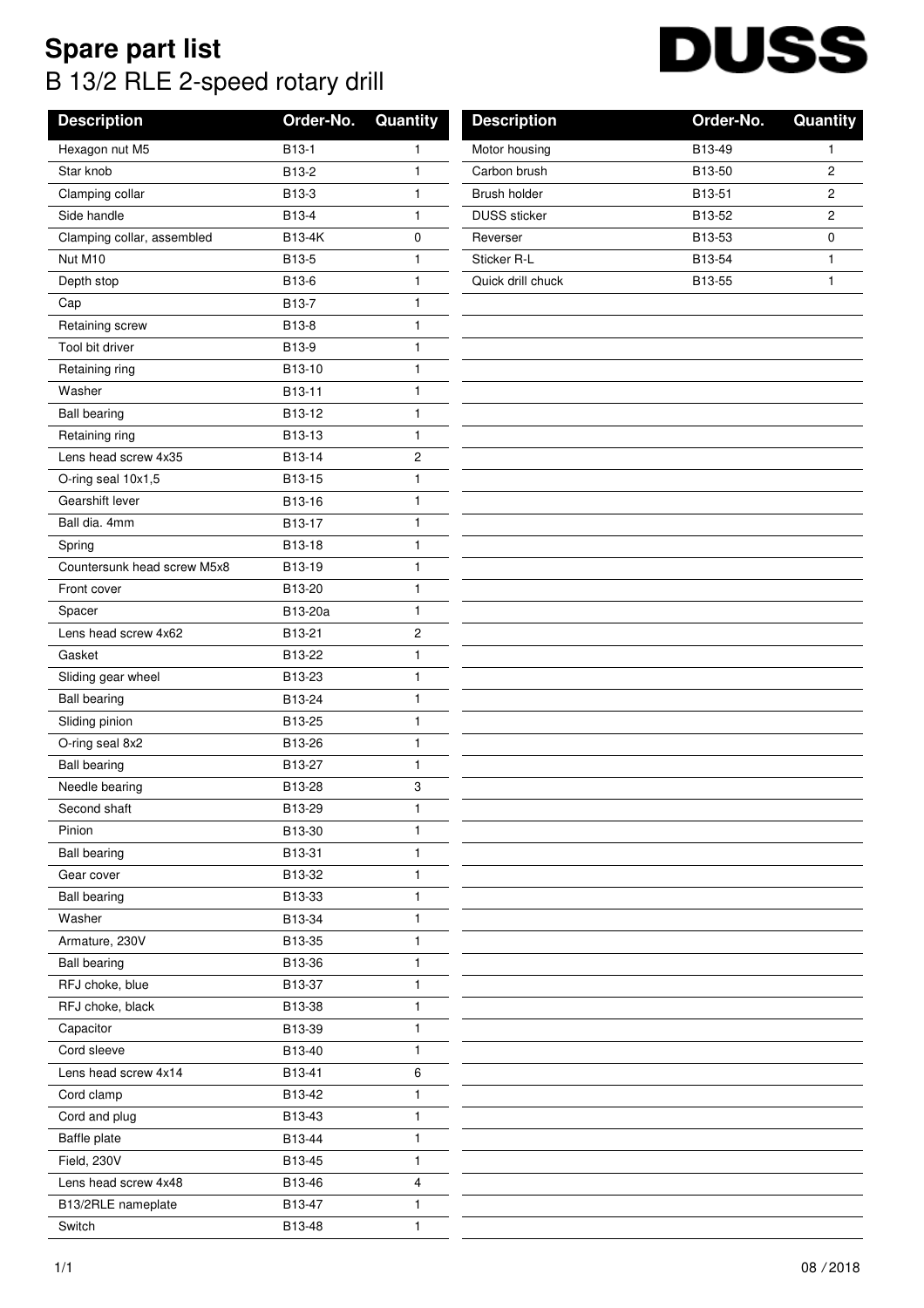# Spare part list

## B 13/2 RLE 2-speed rotary drill

DUSS

| Description | Order-No. | Quantity |
|---|---|---|
| Hexagon nut M5 | B13-1 | 1 |
| Star knob | B13-2 | 1 |
| Clamping collar | B13-3 | 1 |
| Side handle | B13-4 | 1 |
| Clamping collar, assembled | B13-4K | 0 |
| Nut M10 | B13-5 | 1 |
| Depth stop | B13-6 | 1 |
| Cap | B13-7 | 1 |
| Retaining screw | B13-8 | 1 |
| Tool bit driver | B13-9 | 1 |
| Retaining ring | B13-10 | 1 |
| Washer | B13-11 | 1 |
| Ball bearing | B13-12 | 1 |
| Retaining ring | B13-13 | 1 |
| Lens head screw 4x35 | B13-14 | 2 |
| O-ring seal 10x1,5 | B13-15 | 1 |
| Gearshift lever | B13-16 | 1 |
| Ball dia. 4mm | B13-17 | 1 |
| Spring | B13-18 | 1 |
| Countersunk head screw M5x8 | B13-19 | 1 |
| Front cover | B13-20 | 1 |
| Spacer | B13-20a | 1 |
| Lens head screw 4x62 | B13-21 | 2 |
| Gasket | B13-22 | 1 |
| Sliding gear wheel | B13-23 | 1 |
| Ball bearing | B13-24 | 1 |
| Sliding pinion | B13-25 | 1 |
| O-ring seal 8x2 | B13-26 | 1 |
| Ball bearing | B13-27 | 1 |
| Needle bearing | B13-28 | 3 |
| Second shaft | B13-29 | 1 |
| Pinion | B13-30 | 1 |
| Ball bearing | B13-31 | 1 |
| Gear cover | B13-32 | 1 |
| Ball bearing | B13-33 | 1 |
| Washer | B13-34 | 1 |
| Armature, 230V | B13-35 | 1 |
| Ball bearing | B13-36 | 1 |
| RFJ choke, blue | B13-37 | 1 |
| RFJ choke, black | B13-38 | 1 |
| Capacitor | B13-39 | 1 |
| Cord sleeve | B13-40 | 1 |
| Lens head screw 4x14 | B13-41 | 6 |
| Cord clamp | B13-42 | 1 |
| Cord and plug | B13-43 | 1 |
| Baffle plate | B13-44 | 1 |
| Field, 230V | B13-45 | 1 |
| Lens head screw 4x48 | B13-46 | 4 |
| B13/2RLE nameplate | B13-47 | 1 |
| Switch | B13-48 | 1 |
| Motor housing | B13-49 | 1 |
| Carbon brush | B13-50 | 2 |
| Brush holder | B13-51 | 2 |
| DUSS sticker | B13-52 | 2 |
| Reverser | B13-53 | 0 |
| Sticker R-L | B13-54 | 1 |
| Quick drill chuck | B13-55 | 1 |

08 / 2018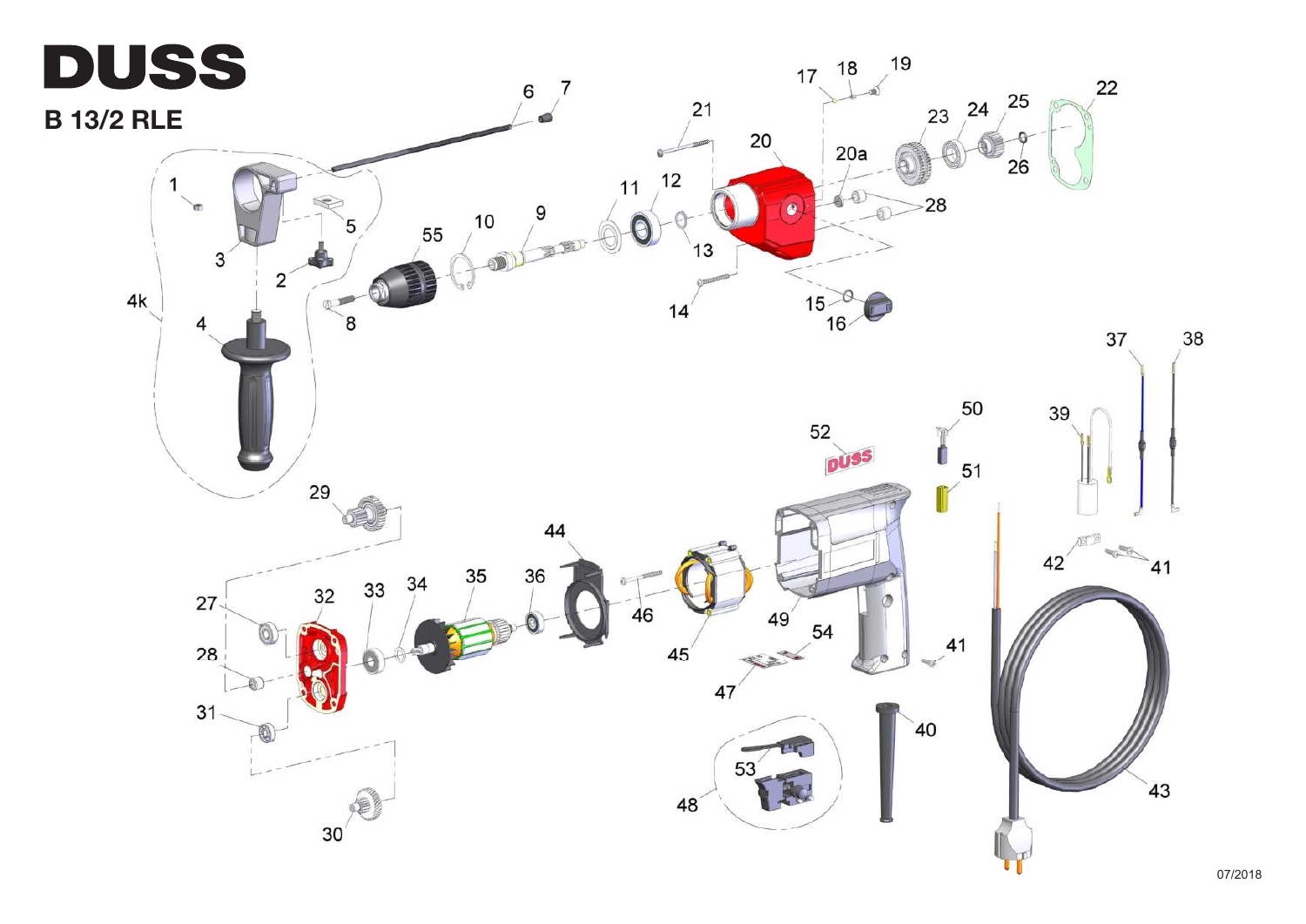# DUSS

## B 13/2 RLE

1 2 3 4 4k 5 6 7 8 9 10 11 12 13 14 15 16 17 18 19 20 20a 21 22 23 24 25 26 27 28 29 30 31 32 33 34 35 36 37 38 39 40 41 42 43 44 45 46 47 48 49 50 51 52 53 54 55

07/2018